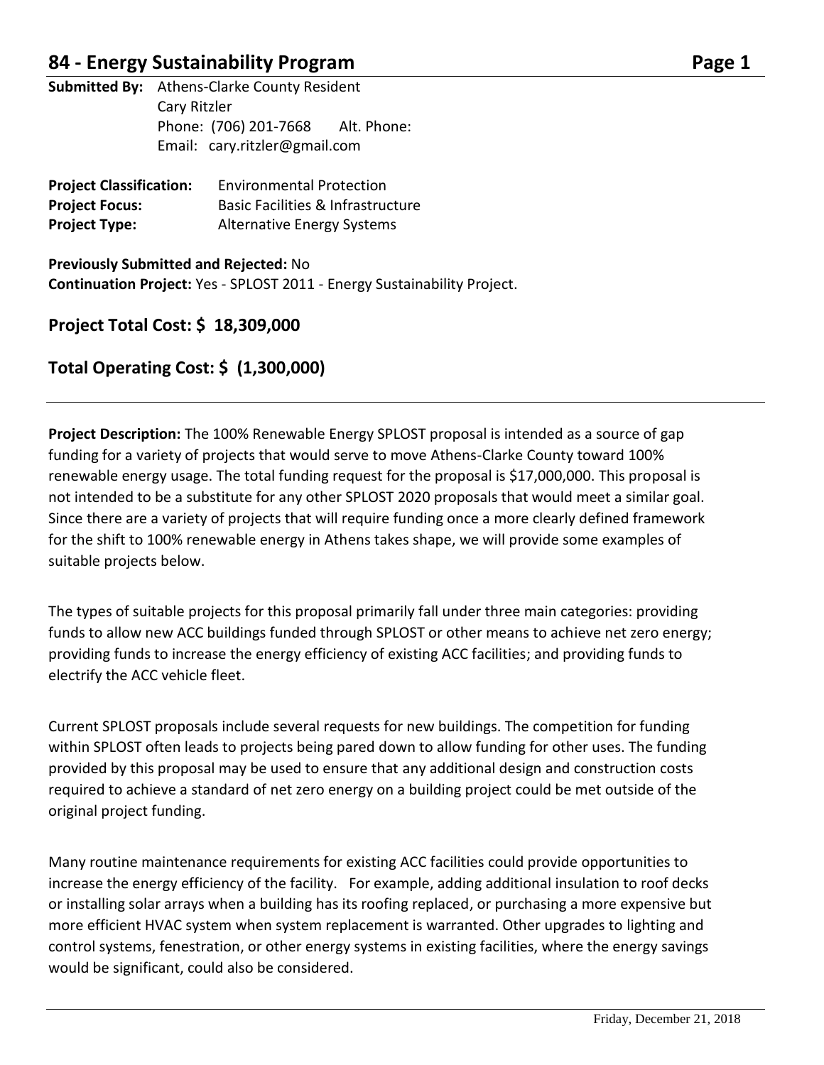## 84 - Energy Sustainability Program

**Submitted By:** Athens-Clarke County Resident
Cary Ritzler
Phone: (706) 201-7668 Alt. Phone:
Email: cary.ritzler@gmail.com

**Project Classification:** Environmental Protection
**Project Focus:** Basic Facilities & Infrastructure
**Project Type:** Alternative Energy Systems

**Previously Submitted and Rejected:** No
**Continuation Project:** Yes - SPLOST 2011 - Energy Sustainability Project.

### Project Total Cost: $ 18,309,000

### Total Operating Cost: $ (1,300,000)

---

**Project Description:** The 100% Renewable Energy SPLOST proposal is intended as a source of gap funding for a variety of projects that would serve to move Athens-Clarke County toward 100% renewable energy usage. The total funding request for the proposal is $17,000,000. This proposal is not intended to be a substitute for any other SPLOST 2020 proposals that would meet a similar goal. Since there are a variety of projects that will require funding once a more clearly defined framework for the shift to 100% renewable energy in Athens takes shape, we will provide some examples of suitable projects below.

The types of suitable projects for this proposal primarily fall under three main categories: providing funds to allow new ACC buildings funded through SPLOST or other means to achieve net zero energy; providing funds to increase the energy efficiency of existing ACC facilities; and providing funds to electrify the ACC vehicle fleet.

Current SPLOST proposals include several requests for new buildings. The competition for funding within SPLOST often leads to projects being pared down to allow funding for other uses. The funding provided by this proposal may be used to ensure that any additional design and construction costs required to achieve a standard of net zero energy on a building project could be met outside of the original project funding.

Many routine maintenance requirements for existing ACC facilities could provide opportunities to increase the energy efficiency of the facility. For example, adding additional insulation to roof decks or installing solar arrays when a building has its roofing replaced, or purchasing a more expensive but more efficient HVAC system when system replacement is warranted. Other upgrades to lighting and control systems, fenestration, or other energy systems in existing facilities, where the energy savings would be significant, could also be considered.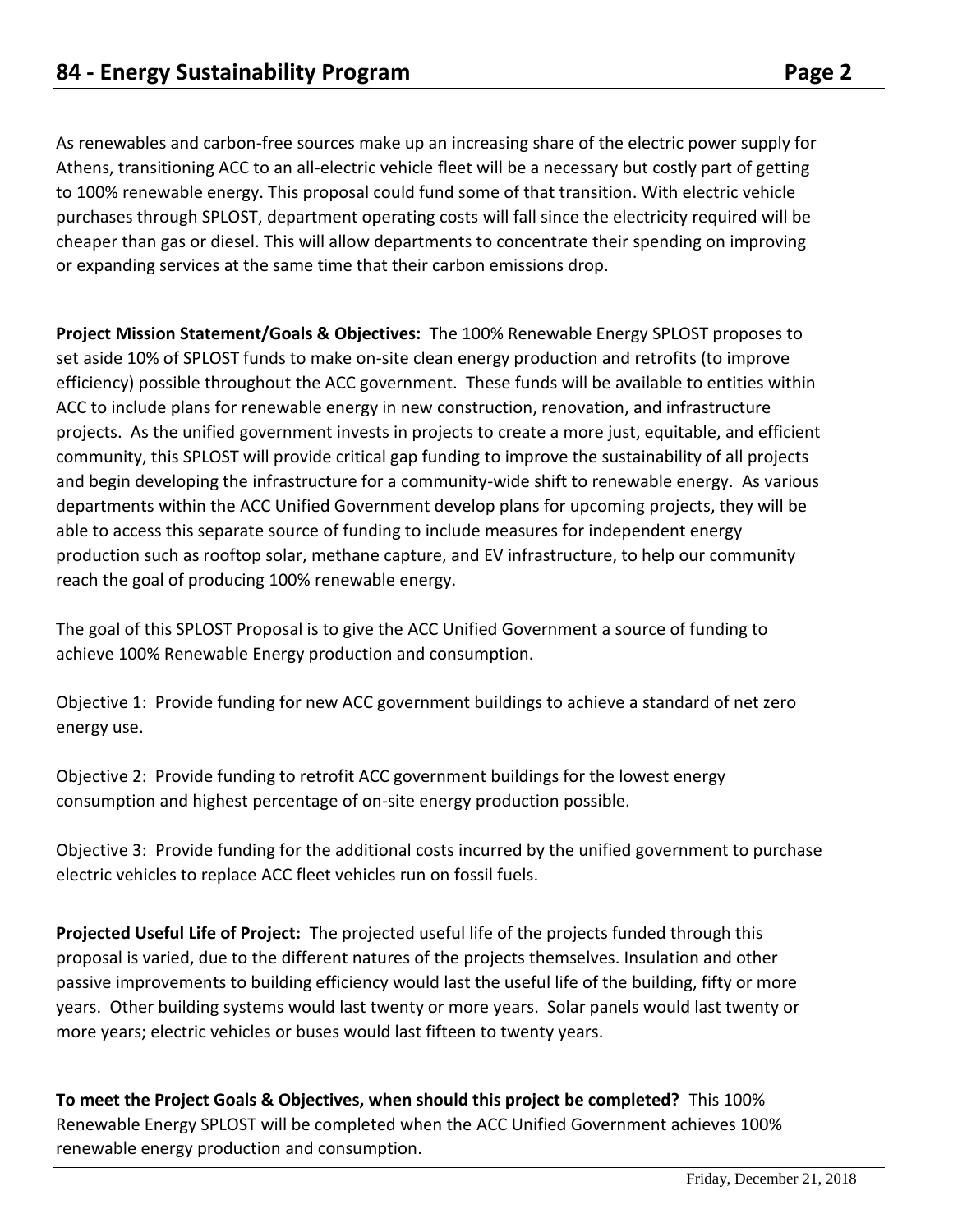As renewables and carbon-free sources make up an increasing share of the electric power supply for Athens, transitioning ACC to an all-electric vehicle fleet will be a necessary but costly part of getting to 100% renewable energy. This proposal could fund some of that transition. With electric vehicle purchases through SPLOST, department operating costs will fall since the electricity required will be cheaper than gas or diesel. This will allow departments to concentrate their spending on improving or expanding services at the same time that their carbon emissions drop.

**Project Mission Statement/Goals & Objectives:** The 100% Renewable Energy SPLOST proposes to set aside 10% of SPLOST funds to make on-site clean energy production and retrofits (to improve efficiency) possible throughout the ACC government. These funds will be available to entities within ACC to include plans for renewable energy in new construction, renovation, and infrastructure projects. As the unified government invests in projects to create a more just, equitable, and efficient community, this SPLOST will provide critical gap funding to improve the sustainability of all projects and begin developing the infrastructure for a community-wide shift to renewable energy. As various departments within the ACC Unified Government develop plans for upcoming projects, they will be able to access this separate source of funding to include measures for independent energy production such as rooftop solar, methane capture, and EV infrastructure, to help our community reach the goal of producing 100% renewable energy.

The goal of this SPLOST Proposal is to give the ACC Unified Government a source of funding to achieve 100% Renewable Energy production and consumption.

Objective 1: Provide funding for new ACC government buildings to achieve a standard of net zero energy use.

Objective 2: Provide funding to retrofit ACC government buildings for the lowest energy consumption and highest percentage of on-site energy production possible.

Objective 3: Provide funding for the additional costs incurred by the unified government to purchase electric vehicles to replace ACC fleet vehicles run on fossil fuels.

**Projected Useful Life of Project:** The projected useful life of the projects funded through this proposal is varied, due to the different natures of the projects themselves. Insulation and other passive improvements to building efficiency would last the useful life of the building, fifty or more years. Other building systems would last twenty or more years. Solar panels would last twenty or more years; electric vehicles or buses would last fifteen to twenty years.

**To meet the Project Goals & Objectives, when should this project be completed?** This 100% Renewable Energy SPLOST will be completed when the ACC Unified Government achieves 100% renewable energy production and consumption.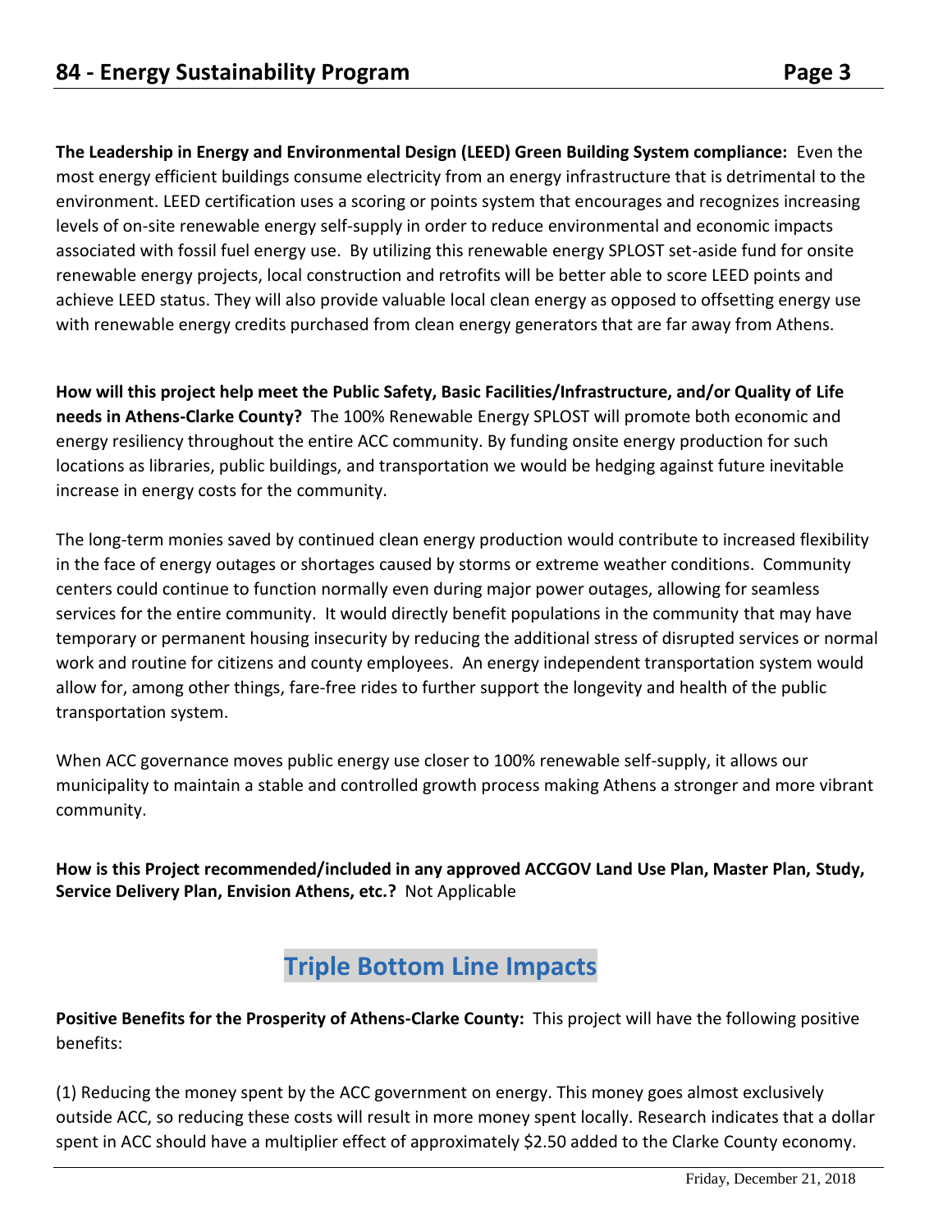**The Leadership in Energy and Environmental Design (LEED) Green Building System compliance:** Even the most energy efficient buildings consume electricity from an energy infrastructure that is detrimental to the environment. LEED certification uses a scoring or points system that encourages and recognizes increasing levels of on-site renewable energy self-supply in order to reduce environmental and economic impacts associated with fossil fuel energy use. By utilizing this renewable energy SPLOST set-aside fund for onsite renewable energy projects, local construction and retrofits will be better able to score LEED points and achieve LEED status. They will also provide valuable local clean energy as opposed to offsetting energy use with renewable energy credits purchased from clean energy generators that are far away from Athens.

**How will this project help meet the Public Safety, Basic Facilities/Infrastructure, and/or Quality of Life needs in Athens-Clarke County?** The 100% Renewable Energy SPLOST will promote both economic and energy resiliency throughout the entire ACC community. By funding onsite energy production for such locations as libraries, public buildings, and transportation we would be hedging against future inevitable increase in energy costs for the community.

The long-term monies saved by continued clean energy production would contribute to increased flexibility in the face of energy outages or shortages caused by storms or extreme weather conditions. Community centers could continue to function normally even during major power outages, allowing for seamless services for the entire community. It would directly benefit populations in the community that may have temporary or permanent housing insecurity by reducing the additional stress of disrupted services or normal work and routine for citizens and county employees. An energy independent transportation system would allow for, among other things, fare-free rides to further support the longevity and health of the public transportation system.

When ACC governance moves public energy use closer to 100% renewable self-supply, it allows our municipality to maintain a stable and controlled growth process making Athens a stronger and more vibrant community.

**How is this Project recommended/included in any approved ACCGOV Land Use Plan, Master Plan, Study, Service Delivery Plan, Envision Athens, etc.?** Not Applicable

## Triple Bottom Line Impacts

**Positive Benefits for the Prosperity of Athens-Clarke County:** This project will have the following positive benefits:

(1) Reducing the money spent by the ACC government on energy. This money goes almost exclusively outside ACC, so reducing these costs will result in more money spent locally. Research indicates that a dollar spent in ACC should have a multiplier effect of approximately $2.50 added to the Clarke County economy.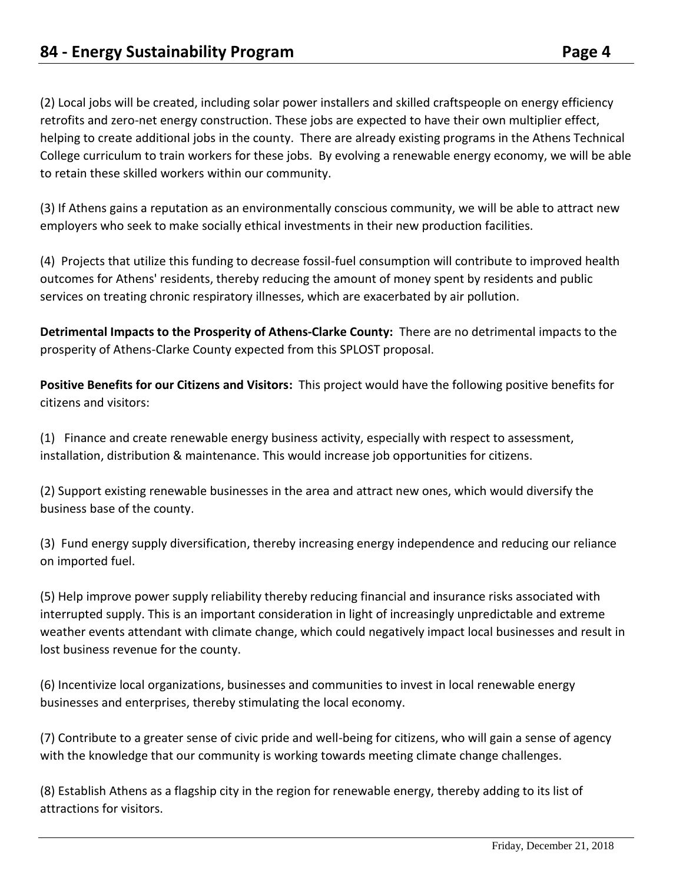(2) Local jobs will be created, including solar power installers and skilled craftspeople on energy efficiency retrofits and zero-net energy construction. These jobs are expected to have their own multiplier effect, helping to create additional jobs in the county. There are already existing programs in the Athens Technical College curriculum to train workers for these jobs. By evolving a renewable energy economy, we will be able to retain these skilled workers within our community.

(3) If Athens gains a reputation as an environmentally conscious community, we will be able to attract new employers who seek to make socially ethical investments in their new production facilities.

(4) Projects that utilize this funding to decrease fossil-fuel consumption will contribute to improved health outcomes for Athens' residents, thereby reducing the amount of money spent by residents and public services on treating chronic respiratory illnesses, which are exacerbated by air pollution.

**Detrimental Impacts to the Prosperity of Athens-Clarke County:** There are no detrimental impacts to the prosperity of Athens-Clarke County expected from this SPLOST proposal.

**Positive Benefits for our Citizens and Visitors:** This project would have the following positive benefits for citizens and visitors:

(1) Finance and create renewable energy business activity, especially with respect to assessment, installation, distribution & maintenance. This would increase job opportunities for citizens.

(2) Support existing renewable businesses in the area and attract new ones, which would diversify the business base of the county.

(3) Fund energy supply diversification, thereby increasing energy independence and reducing our reliance on imported fuel.

(5) Help improve power supply reliability thereby reducing financial and insurance risks associated with interrupted supply. This is an important consideration in light of increasingly unpredictable and extreme weather events attendant with climate change, which could negatively impact local businesses and result in lost business revenue for the county.

(6) Incentivize local organizations, businesses and communities to invest in local renewable energy businesses and enterprises, thereby stimulating the local economy.

(7) Contribute to a greater sense of civic pride and well-being for citizens, who will gain a sense of agency with the knowledge that our community is working towards meeting climate change challenges.

(8) Establish Athens as a flagship city in the region for renewable energy, thereby adding to its list of attractions for visitors.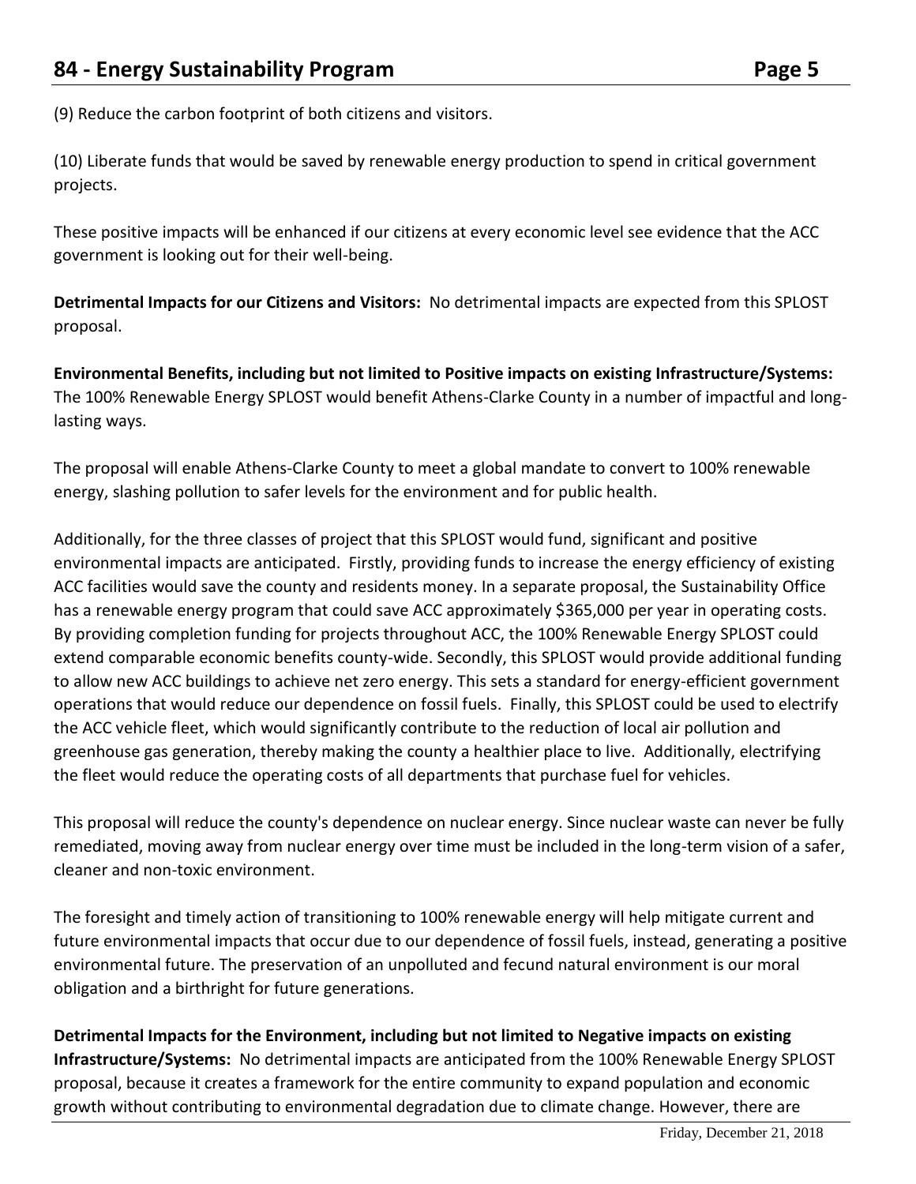(9) Reduce the carbon footprint of both citizens and visitors.

(10) Liberate funds that would be saved by renewable energy production to spend in critical government projects.

These positive impacts will be enhanced if our citizens at every economic level see evidence that the ACC government is looking out for their well-being.

**Detrimental Impacts for our Citizens and Visitors:** No detrimental impacts are expected from this SPLOST proposal.

**Environmental Benefits, including but not limited to Positive impacts on existing Infrastructure/Systems:** The 100% Renewable Energy SPLOST would benefit Athens-Clarke County in a number of impactful and long-lasting ways.

The proposal will enable Athens-Clarke County to meet a global mandate to convert to 100% renewable energy, slashing pollution to safer levels for the environment and for public health.

Additionally, for the three classes of project that this SPLOST would fund, significant and positive environmental impacts are anticipated. Firstly, providing funds to increase the energy efficiency of existing ACC facilities would save the county and residents money. In a separate proposal, the Sustainability Office has a renewable energy program that could save ACC approximately $365,000 per year in operating costs. By providing completion funding for projects throughout ACC, the 100% Renewable Energy SPLOST could extend comparable economic benefits county-wide. Secondly, this SPLOST would provide additional funding to allow new ACC buildings to achieve net zero energy. This sets a standard for energy-efficient government operations that would reduce our dependence on fossil fuels. Finally, this SPLOST could be used to electrify the ACC vehicle fleet, which would significantly contribute to the reduction of local air pollution and greenhouse gas generation, thereby making the county a healthier place to live. Additionally, electrifying the fleet would reduce the operating costs of all departments that purchase fuel for vehicles.

This proposal will reduce the county's dependence on nuclear energy. Since nuclear waste can never be fully remediated, moving away from nuclear energy over time must be included in the long-term vision of a safer, cleaner and non-toxic environment.

The foresight and timely action of transitioning to 100% renewable energy will help mitigate current and future environmental impacts that occur due to our dependence of fossil fuels, instead, generating a positive environmental future. The preservation of an unpolluted and fecund natural environment is our moral obligation and a birthright for future generations.

**Detrimental Impacts for the Environment, including but not limited to Negative impacts on existing Infrastructure/Systems:** No detrimental impacts are anticipated from the 100% Renewable Energy SPLOST proposal, because it creates a framework for the entire community to expand population and economic growth without contributing to environmental degradation due to climate change. However, there are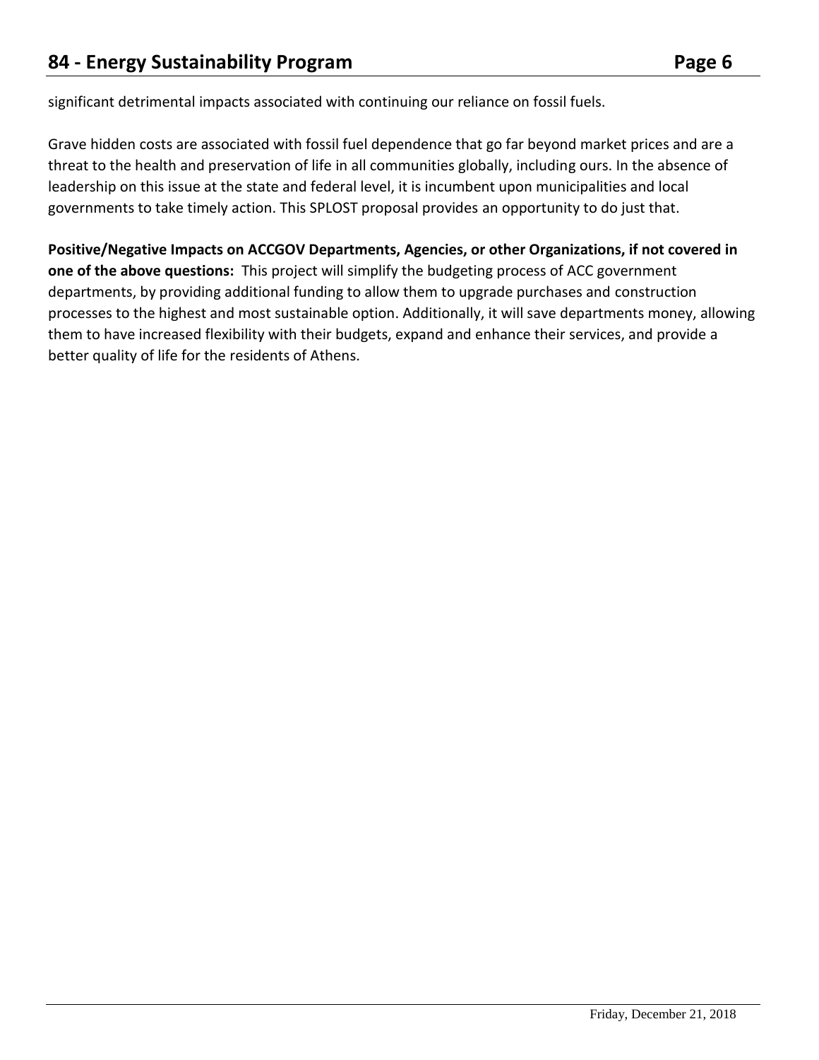significant detrimental impacts associated with continuing our reliance on fossil fuels.

Grave hidden costs are associated with fossil fuel dependence that go far beyond market prices and are a threat to the health and preservation of life in all communities globally, including ours. In the absence of leadership on this issue at the state and federal level, it is incumbent upon municipalities and local governments to take timely action. This SPLOST proposal provides an opportunity to do just that.

**Positive/Negative Impacts on ACCGOV Departments, Agencies, or other Organizations, if not covered in one of the above questions:** This project will simplify the budgeting process of ACC government departments, by providing additional funding to allow them to upgrade purchases and construction processes to the highest and most sustainable option. Additionally, it will save departments money, allowing them to have increased flexibility with their budgets, expand and enhance their services, and provide a better quality of life for the residents of Athens.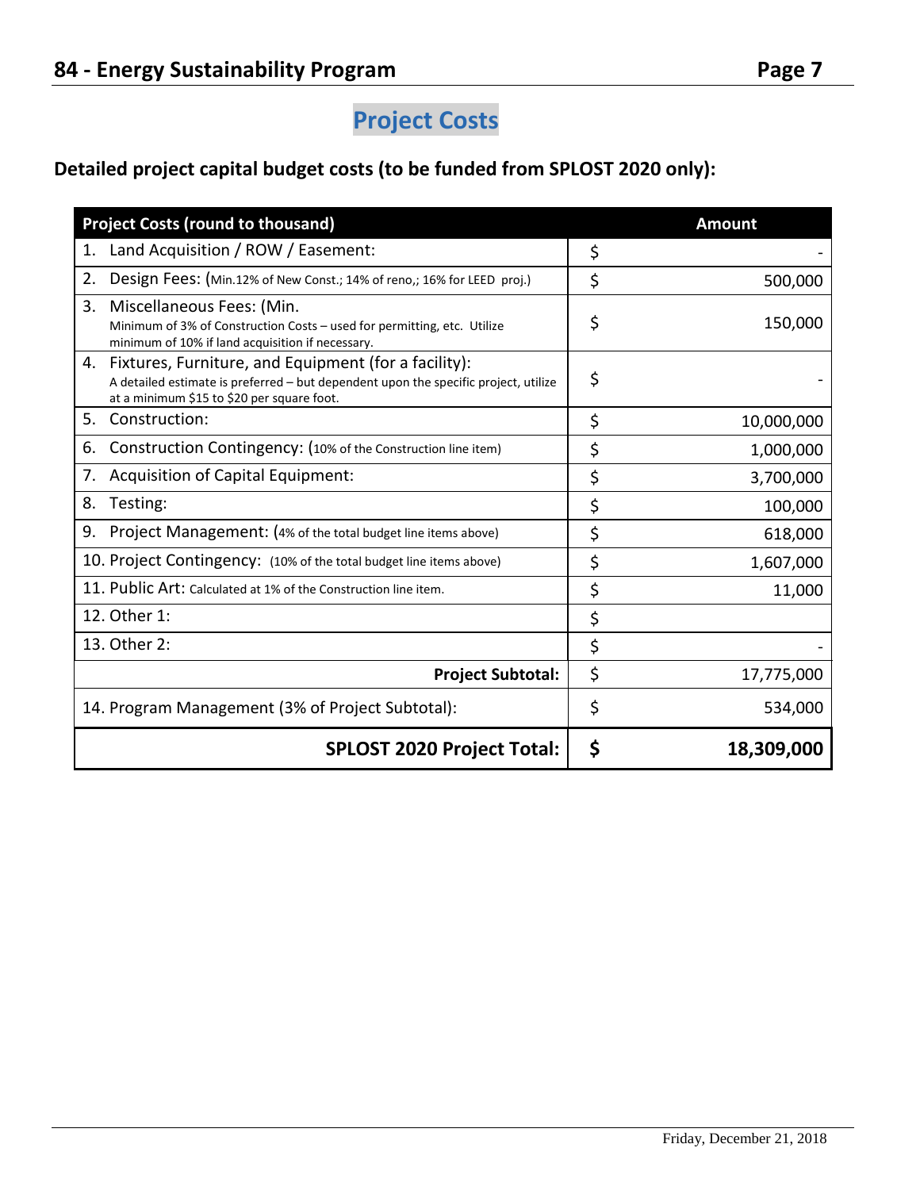## Project Costs

### Detailed project capital budget costs (to be funded from SPLOST 2020 only):

| Project Costs (round to thousand) | Amount |
|---|---|
| 1. Land Acquisition / ROW / Easement: | $ - |
| 2. Design Fees: (Min.12% of New Const.; 14% of reno,; 16% for LEED proj.) | $ 500,000 |
| 3. Miscellaneous Fees: (Min. Minimum of 3% of Construction Costs – used for permitting, etc. Utilize minimum of 10% if land acquisition if necessary. | $ 150,000 |
| 4. Fixtures, Furniture, and Equipment (for a facility): A detailed estimate is preferred – but dependent upon the specific project, utilize at a minimum $15 to $20 per square foot. | $ - |
| 5. Construction: | $ 10,000,000 |
| 6. Construction Contingency: (10% of the Construction line item) | $ 1,000,000 |
| 7. Acquisition of Capital Equipment: | $ 3,700,000 |
| 8. Testing: | $ 100,000 |
| 9. Project Management: (4% of the total budget line items above) | $ 618,000 |
| 10. Project Contingency: (10% of the total budget line items above) | $ 1,607,000 |
| 11. Public Art: Calculated at 1% of the Construction line item. | $ 11,000 |
| 12. Other 1: | $ |
| 13. Other 2: | $ - |
| **Project Subtotal:** | $ 17,775,000 |
| 14. Program Management (3% of Project Subtotal): | $ 534,000 |
| **SPLOST 2020 Project Total:** | **$ 18,309,000** |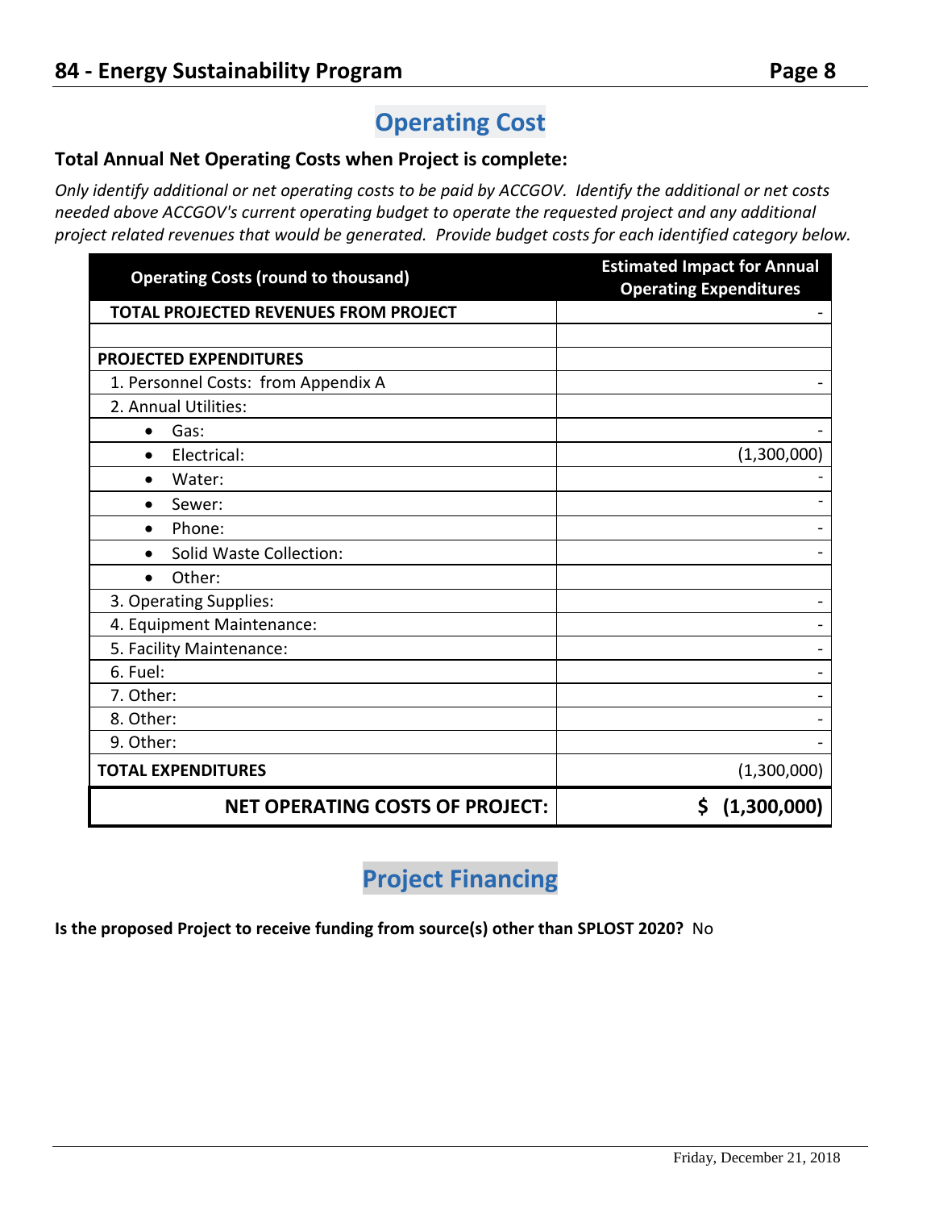## Operating Cost

**Total Annual Net Operating Costs when Project is complete:**

*Only identify additional or net operating costs to be paid by ACCGOV. Identify the additional or net costs needed above ACCGOV's current operating budget to operate the requested project and any additional project related revenues that would be generated. Provide budget costs for each identified category below.*

| Operating Costs (round to thousand) | Estimated Impact for Annual Operating Expenditures |
|---|---|
| **TOTAL PROJECTED REVENUES FROM PROJECT** | - |
| | |
| **PROJECTED EXPENDITURES** | |
| 1. Personnel Costs: from Appendix A | - |
| 2. Annual Utilities: | |
| • Gas: | - |
| • Electrical: | (1,300,000) |
| • Water: | - |
| • Sewer: | - |
| • Phone: | - |
| • Solid Waste Collection: | - |
| • Other: | |
| 3. Operating Supplies: | - |
| 4. Equipment Maintenance: | - |
| 5. Facility Maintenance: | - |
| 6. Fuel: | - |
| 7. Other: | - |
| 8. Other: | - |
| 9. Other: | - |
| **TOTAL EXPENDITURES** | (1,300,000) |
| **NET OPERATING COSTS OF PROJECT:** | **$ (1,300,000)** |

## Project Financing

**Is the proposed Project to receive funding from source(s) other than SPLOST 2020?** No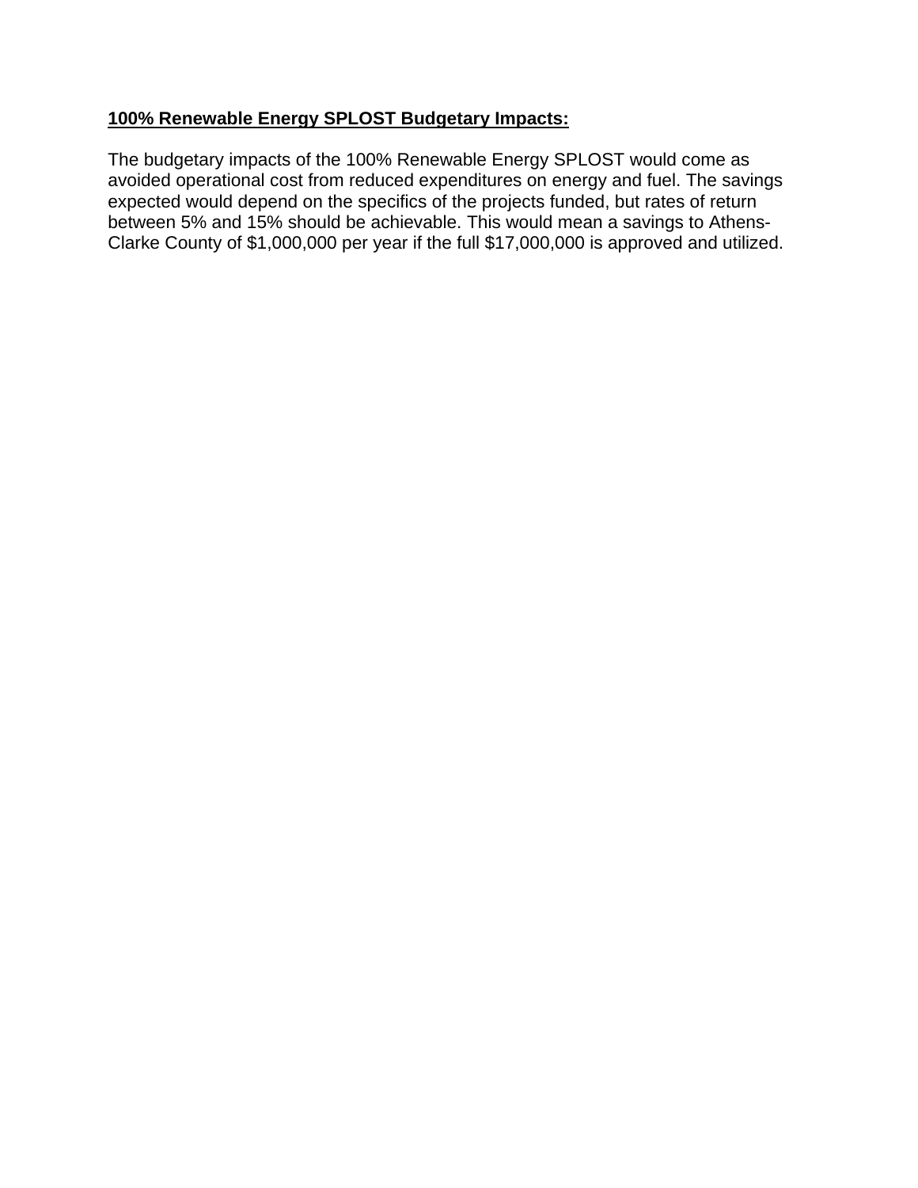**100% Renewable Energy SPLOST Budgetary Impacts:**

The budgetary impacts of the 100% Renewable Energy SPLOST would come as avoided operational cost from reduced expenditures on energy and fuel. The savings expected would depend on the specifics of the projects funded, but rates of return between 5% and 15% should be achievable. This would mean a savings to Athens-Clarke County of $1,000,000 per year if the full $17,000,000 is approved and utilized.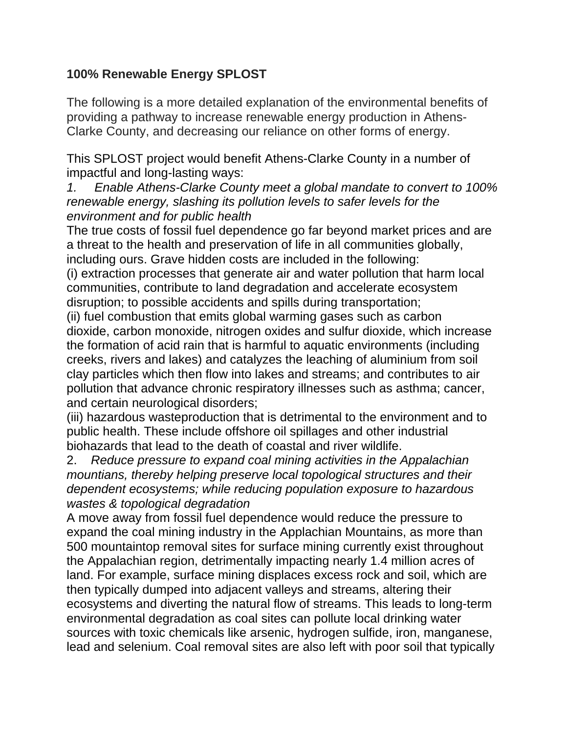**100% Renewable Energy SPLOST**

The following is a more detailed explanation of the environmental benefits of providing a pathway to increase renewable energy production in Athens-Clarke County, and decreasing our reliance on other forms of energy.

This SPLOST project would benefit Athens-Clarke County in a number of impactful and long-lasting ways:

*1. Enable Athens-Clarke County meet a global mandate to convert to 100% renewable energy, slashing its pollution levels to safer levels for the environment and for public health*

The true costs of fossil fuel dependence go far beyond market prices and are a threat to the health and preservation of life in all communities globally, including ours. Grave hidden costs are included in the following:

(i) extraction processes that generate air and water pollution that harm local communities, contribute to land degradation and accelerate ecosystem disruption; to possible accidents and spills during transportation;

(ii) fuel combustion that emits global warming gases such as carbon dioxide, carbon monoxide, nitrogen oxides and sulfur dioxide, which increase the formation of acid rain that is harmful to aquatic environments (including creeks, rivers and lakes) and catalyzes the leaching of aluminium from soil clay particles which then flow into lakes and streams; and contributes to air pollution that advance chronic respiratory illnesses such as asthma; cancer, and certain neurological disorders;

(iii) hazardous wasteproduction that is detrimental to the environment and to public health. These include offshore oil spillages and other industrial biohazards that lead to the death of coastal and river wildlife.

2. *Reduce pressure to expand coal mining activities in the Appalachian mountians, thereby helping preserve local topological structures and their dependent ecosystems; while reducing population exposure to hazardous wastes & topological degradation*

A move away from fossil fuel dependence would reduce the pressure to expand the coal mining industry in the Applachian Mountains, as more than 500 mountaintop removal sites for surface mining currently exist throughout the Appalachian region, detrimentally impacting nearly 1.4 million acres of land. For example, surface mining displaces excess rock and soil, which are then typically dumped into adjacent valleys and streams, altering their ecosystems and diverting the natural flow of streams. This leads to long-term environmental degradation as coal sites can pollute local drinking water sources with toxic chemicals like arsenic, hydrogen sulfide, iron, manganese, lead and selenium. Coal removal sites are also left with poor soil that typically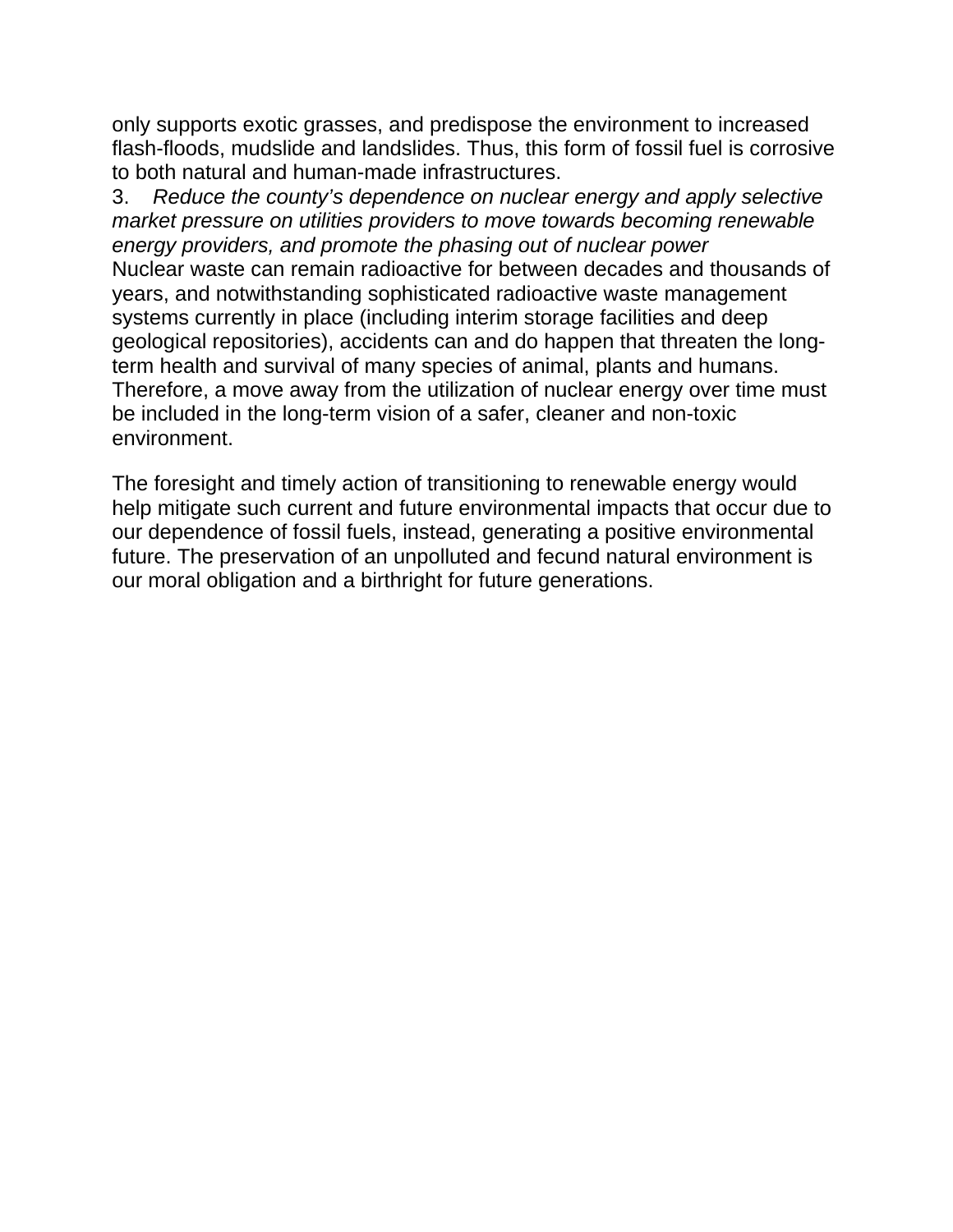only supports exotic grasses, and predispose the environment to increased flash-floods, mudslide and landslides. Thus, this form of fossil fuel is corrosive to both natural and human-made infrastructures.

3. *Reduce the county's dependence on nuclear energy and apply selective market pressure on utilities providers to move towards becoming renewable energy providers, and promote the phasing out of nuclear power*

Nuclear waste can remain radioactive for between decades and thousands of years, and notwithstanding sophisticated radioactive waste management systems currently in place (including interim storage facilities and deep geological repositories), accidents can and do happen that threaten the long-term health and survival of many species of animal, plants and humans. Therefore, a move away from the utilization of nuclear energy over time must be included in the long-term vision of a safer, cleaner and non-toxic environment.

The foresight and timely action of transitioning to renewable energy would help mitigate such current and future environmental impacts that occur due to our dependence of fossil fuels, instead, generating a positive environmental future. The preservation of an unpolluted and fecund natural environment is our moral obligation and a birthright for future generations.